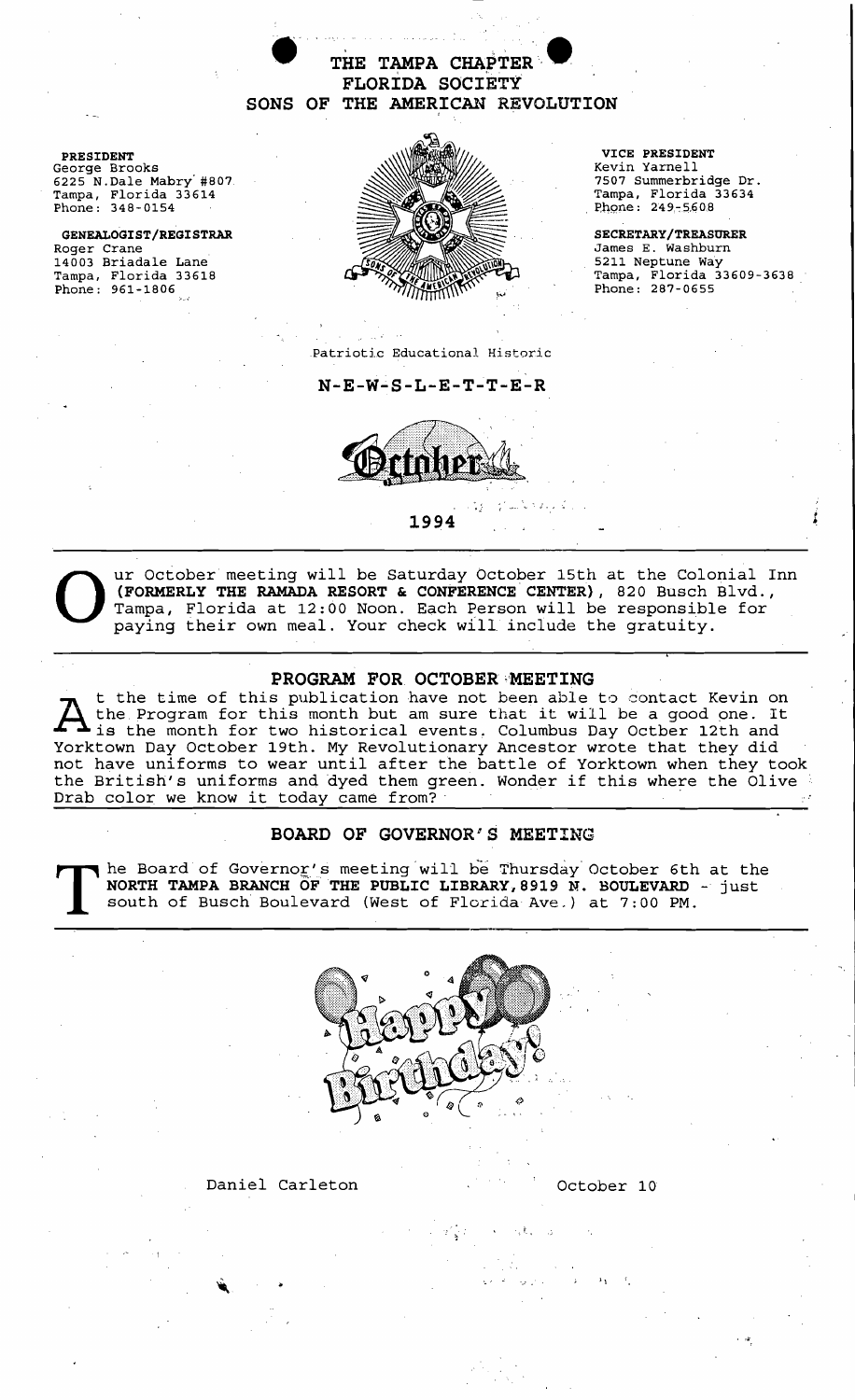# THE TAMPA CHAPTER
## FLORIDA SOCIETY
## SONS OF THE AMERICAN REVOLUTION

**PRESIDENT**
George Brooks
6225 N.Dale Mabry #807
Tampa, Florida 33614
Phone: 348-0154

**GENEALOGIST/REGISTRAR**
Roger Crane
14003 Briadale Lane
Tampa, Florida 33618
Phone: 961-1806

**VICE PRESIDENT**
Kevin Yarnell
7507 Summerbridge Dr.
Tampa, Florida 33634
Phone: 249-5608

**SECRETARY/TREASURER**
James E. Washburn
5211 Neptune Way
Tampa, Florida 33609-3638
Phone: 287-0655

Patriotic Educational Historic

**N-E-W-S-L-E-T-T-E-R**

**October**

**1994**

---

Our October meeting will be Saturday October 15th at the Colonial Inn **(FORMERLY THE RAMADA RESORT & CONFERENCE CENTER)**, 820 Busch Blvd., Tampa, Florida at 12:00 Noon. Each Person will be responsible for paying their own meal. Your check will include the gratuity.

---

## PROGRAM FOR OCTOBER MEETING

At the time of this publication have not been able to contact Kevin on the Program for this month but am sure that it will be a good one. It is the month for two historical events. Columbus Day Octber 12th and Yorktown Day October 19th. My Revolutionary Ancestor wrote that they did not have uniforms to wear until after the battle of Yorktown when they took the British's uniforms and dyed them green. Wonder if this where the Olive Drab color we know it today came from?

---

## BOARD OF GOVERNOR'S MEETING

The Board of Governor's meeting will be Thursday October 6th at the **NORTH TAMPA BRANCH OF THE PUBLIC LIBRARY,8919 N. BOULEVARD** - just south of Busch Boulevard (West of Florida Ave.) at 7:00 PM.

---

**Happy Birthday!**

Daniel Carleton October 10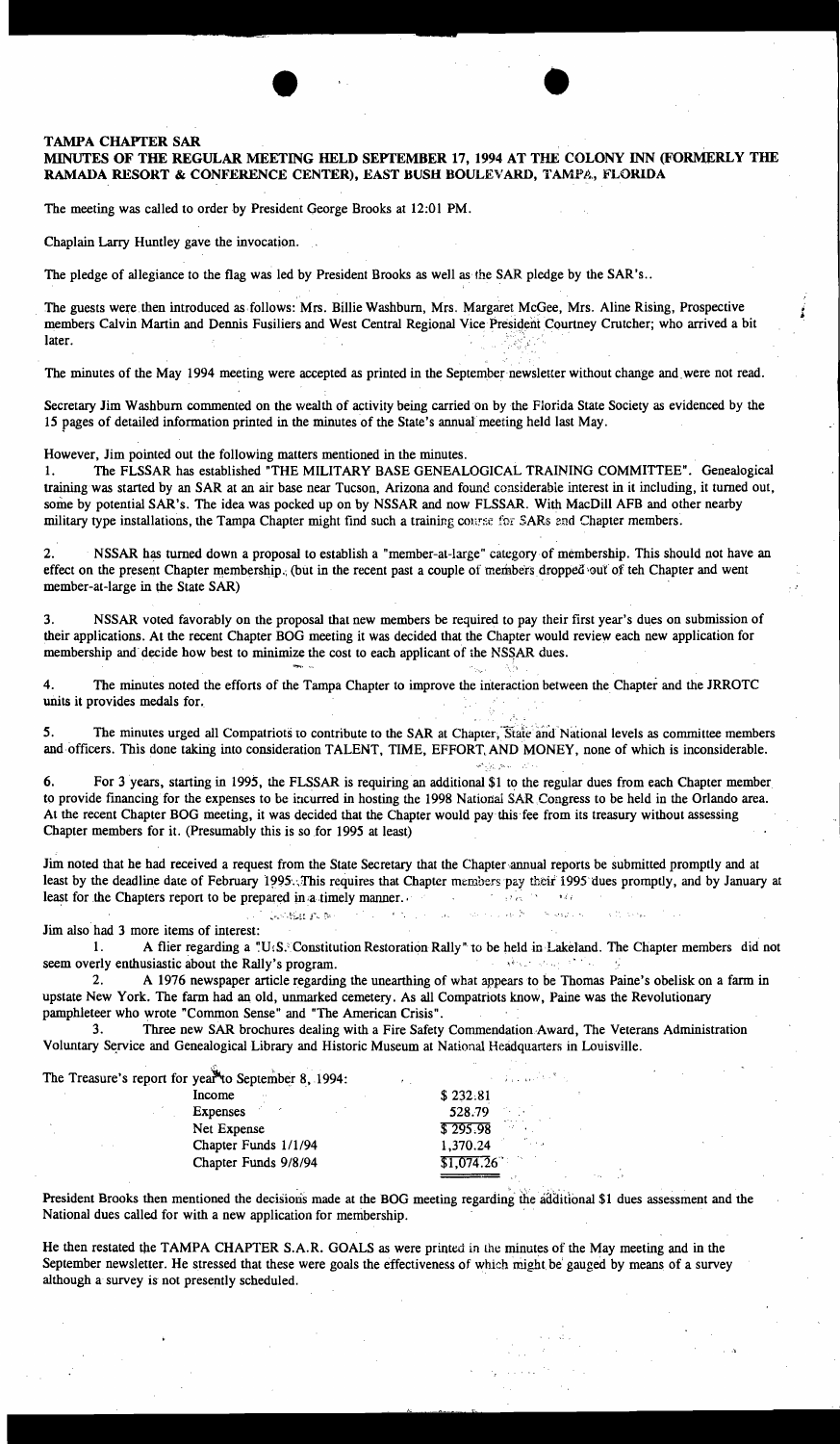**TAMPA CHAPTER SAR**

**MINUTES OF THE REGULAR MEETING HELD SEPTEMBER 17, 1994 AT THE COLONY INN (FORMERLY THE RAMADA RESORT & CONFERENCE CENTER), EAST BUSH BOULEVARD, TAMPA, FLORIDA**

The meeting was called to order by President George Brooks at 12:01 PM.

Chaplain Larry Huntley gave the invocation.

The pledge of allegiance to the flag was led by President Brooks as well as the SAR pledge by the SAR's..

The guests were then introduced as follows: Mrs. Billie Washburn, Mrs. Margaret McGee, Mrs. Aline Rising, Prospective members Calvin Martin and Dennis Fusiliers and West Central Regional Vice President Courtney Crutcher; who arrived a bit later.

The minutes of the May 1994 meeting were accepted as printed in the September newsletter without change and were not read.

Secretary Jim Washburn commented on the wealth of activity being carried on by the Florida State Society as evidenced by the 15 pages of detailed information printed in the minutes of the State's annual meeting held last May.

However, Jim pointed out the following matters mentioned in the minutes.

1. The FLSSAR has established "THE MILITARY BASE GENEALOGICAL TRAINING COMMITTEE". Genealogical training was started by an SAR at an air base near Tucson, Arizona and found considerable interest in it including, it turned out, some by potential SAR's. The idea was pocked up on by NSSAR and now FLSSAR. With MacDill AFB and other nearby military type installations, the Tampa Chapter might find such a training course for SARs and Chapter members.

2. NSSAR has turned down a proposal to establish a "member-at-large" category of membership. This should not have an effect on the present Chapter membership. (but in the recent past a couple of members dropped out of teh Chapter and went member-at-large in the State SAR)

3. NSSAR voted favorably on the proposal that new members be required to pay their first year's dues on submission of their applications. At the recent Chapter BOG meeting it was decided that the Chapter would review each new application for membership and decide how best to minimize the cost to each applicant of the NSSAR dues.

4. The minutes noted the efforts of the Tampa Chapter to improve the interaction between the Chapter and the JRROTC units it provides medals for.

5. The minutes urged all Compatriots to contribute to the SAR at Chapter, State and National levels as committee members and officers. This done taking into consideration TALENT, TIME, EFFORT, AND MONEY, none of which is inconsiderable.

6. For 3 years, starting in 1995, the FLSSAR is requiring an additional $1 to the regular dues from each Chapter member to provide financing for the expenses to be incurred in hosting the 1998 National SAR Congress to be held in the Orlando area. At the recent Chapter BOG meeting, it was decided that the Chapter would pay this fee from its treasury without assessing Chapter members for it. (Presumably this is so for 1995 at least)

Jim noted that he had received a request from the State Secretary that the Chapter annual reports be submitted promptly and at least by the deadline date of February 1995. This requires that Chapter members pay their 1995 dues promptly, and by January at least for the Chapters report to be prepared in a timely manner.

Jim also had 3 more items of interest:

1. A flier regarding a "U.S. Constitution Restoration Rally" to be held in Lakeland. The Chapter members did not seem overly enthusiastic about the Rally's program.
2. A 1976 newspaper article regarding the unearthing of what appears to be Thomas Paine's obelisk on a farm in upstate New York. The farm had an old, unmarked cemetery. As all Compatriots know, Paine was the Revolutionary pamphleteer who wrote "Common Sense" and "The American Crisis".
3. Three new SAR brochures dealing with a Fire Safety Commendation Award, The Veterans Administration Voluntary Service and Genealogical Library and Historic Museum at National Headquarters in Louisville.

The Treasure's report for year to September 8, 1994:

| | |
|---|---|
| Income | $ 232.81 |
| Expenses | 528.79 |
| Net Expense | $ 295.98 |
| Chapter Funds 1/1/94 | 1,370.24 |
| Chapter Funds 9/8/94 | $1,074.26 |

President Brooks then mentioned the decisions made at the BOG meeting regarding the additional $1 dues assessment and the National dues called for with a new application for membership.

He then restated the TAMPA CHAPTER S.A.R. GOALS as were printed in the minutes of the May meeting and in the September newsletter. He stressed that these were goals the effectiveness of which might be gauged by means of a survey although a survey is not presently scheduled.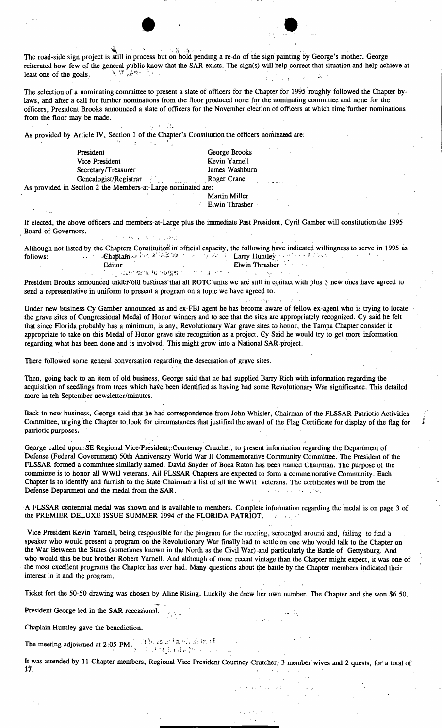The road-side sign project is still in process but on hold pending a re-do of the sign painting by George's mother. George reiterated how few of the general public know that the SAR exists. The sign(s) will help correct that situation and help achieve at least one of the goals.

The selection of a nominating committee to present a slate of officers for the Chapter for 1995 roughly followed the Chapter by-laws, and after a call for further nominations from the floor produced none for the nominating committee and none for the officers, President Brooks announced a slate of officers for the November election of officers at which time further nominations from the floor may be made.

As provided by Article IV, Section 1 of the Chapter's Constitution the officers nominated are:

| | |
|---|---|
| President | George Brooks |
| Vice President | Kevin Yarnell |
| Secretary/Treasurer | James Washburn |
| Genealogist/Registrar | Roger Crane |

As provided in Section 2 the Members-at-Large nominated are:

Martin Miller
Elwin Thrasher

If elected, the above officers and members-at-Large plus the immediate Past President, Cyril Gamber will constitution the 1995 Board of Governors.

Although not listed by the Chapters Constitution in official capacity, the following have indicated willingness to serve in 1995 as follows:

| | |
|---|---|
| Chaplain | Larry Huntley |
| Editor | Elwin Thrasher |

President Brooks announced under old business that all ROTC units we are still in contact with plus 3 new ones have agreed to send a representative in uniform to present a program on a topic we have agreed to.

Under new business Cy Gamber announced as and ex-FBI agent he has become aware of fellow ex-agent who is trying to locate the grave sites of Congressional Medal of Honor winners and to see that the sites are appropriately recognized. Cy said he felt that since Florida probably has a minimum, is any, Revolutionary War grave sites to honor, the Tampa Chapter consider it appropriate to take on this Medal of Honor grave site recognition as a project. Cy Said he would try to get more information regarding what has been done and is involved. This might grow into a National SAR project.

There followed some general conversation regarding the desecration of grave sites.

Then, going back to an item of old business, George said that he had supplied Barry Rich with information regarding the acquisition of seedlings from trees which have been identified as having had some Revolutionary War significance. This detailed more in teh September newsletter/minutes.

Back to new business, George said that he had correspondence from John Whisler, Chairman of the FLSSAR Patriotic Activities Committee, urging the Chapter to look for circumstances that justified the award of the Flag Certificate for display of the flag for patriotic purposes.

George called upon SE Regional Vice-President, Courtenay Crutcher, to present information regarding the Department of Defense (Federal Government) 50th Anniversary World War II Commemorative Community Committee. The President of the FLSSAR formed a committee similarly named. David Snyder of Boca Raton has been named Chairman. The purpose of the committee is to honor all WWII veterans. All FLSSAR Chapters are expected to form a commemorative Community. Each Chapter is to identify and furnish to the State Chairman a list of all the WWII veterans. The certificates will be from the Defense Department and the medal from the SAR.

A FLSSAR centennial medal was shown and is available to members. Complete information regarding the medal is on page 3 of the PREMIER DELUXE ISSUE SUMMER 1994 of the FLORIDA PATRIOT.

Vice President Kevin Yarnell, being responsible for the program for the meeting, scrounged around and, failing to find a speaker who would present a program on the Revolutionary War finally had to settle on one who would talk to the Chapter on the War Between the States (sometimes known in the North as the Civil War) and particularly the Battle of Gettysburg. And who would this be but brother Robert Yarnell. And although of more recent vintage than the Chapter might expect, it was one of the most excellent programs the Chapter has ever had. Many questions about the battle by the Chapter members indicated their interest in it and the program.

Ticket fort the 50-50 drawing was chosen by Aline Rising. Luckily she drew her own number. The Chapter and she won $6.50.

President George led in the SAR recessional.

Chaplain Huntley gave the benediction.

The meeting adjourned at 2:05 PM.

It was attended by 11 Chapter members, Regional Vice President Courtney Crutcher, 3 member wives and 2 quests, for a total of 17.